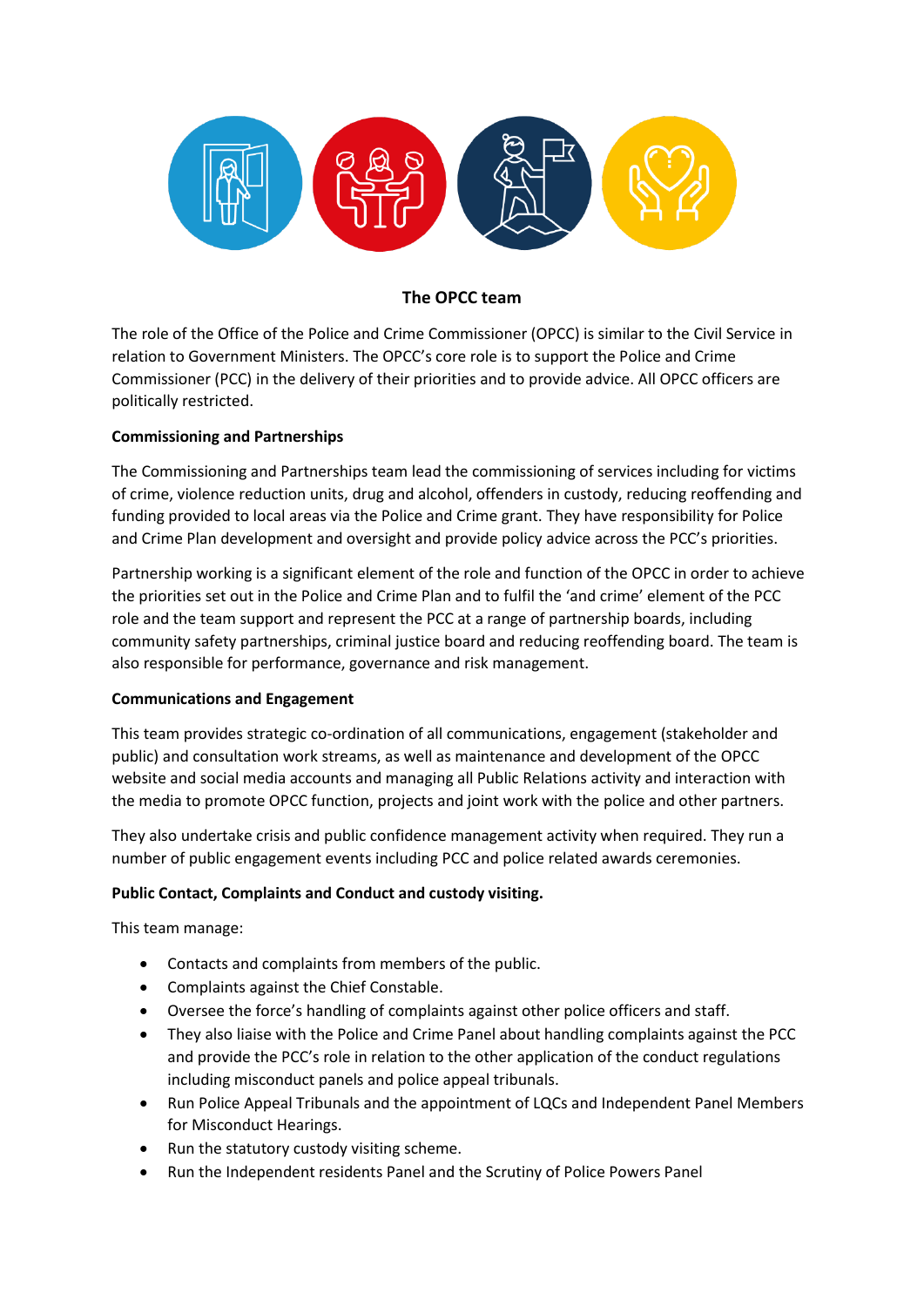## The OPCC team

The role of the Office of the Police and Crime Commissioner (OPCC) is similar to the Civil Service in relation to Government Ministers. The OPCC's core role is to support the Police and Crime Commissioner (PCC) in the delivery of their priorities and to provide advice. All OPCC officers are politically restricted.

**Commissioning and Partnerships**

The Commissioning and Partnerships team lead the commissioning of services including for victims of crime, violence reduction units, drug and alcohol, offenders in custody, reducing reoffending and funding provided to local areas via the Police and Crime grant. They have responsibility for Police and Crime Plan development and oversight and provide policy advice across the PCC's priorities.

Partnership working is a significant element of the role and function of the OPCC in order to achieve the priorities set out in the Police and Crime Plan and to fulfil the 'and crime' element of the PCC role and the team support and represent the PCC at a range of partnership boards, including community safety partnerships, criminal justice board and reducing reoffending board. The team is also responsible for performance, governance and risk management.

**Communications and Engagement**

This team provides strategic co-ordination of all communications, engagement (stakeholder and public) and consultation work streams, as well as maintenance and development of the OPCC website and social media accounts and managing all Public Relations activity and interaction with the media to promote OPCC function, projects and joint work with the police and other partners.

They also undertake crisis and public confidence management activity when required. They run a number of public engagement events including PCC and police related awards ceremonies.

**Public Contact, Complaints and Conduct and custody visiting.**

This team manage:

- Contacts and complaints from members of the public.
- Complaints against the Chief Constable.
- Oversee the force's handling of complaints against other police officers and staff.
- They also liaise with the Police and Crime Panel about handling complaints against the PCC and provide the PCC's role in relation to the other application of the conduct regulations including misconduct panels and police appeal tribunals.
- Run Police Appeal Tribunals and the appointment of LQCs and Independent Panel Members for Misconduct Hearings.
- Run the statutory custody visiting scheme.
- Run the Independent residents Panel and the Scrutiny of Police Powers Panel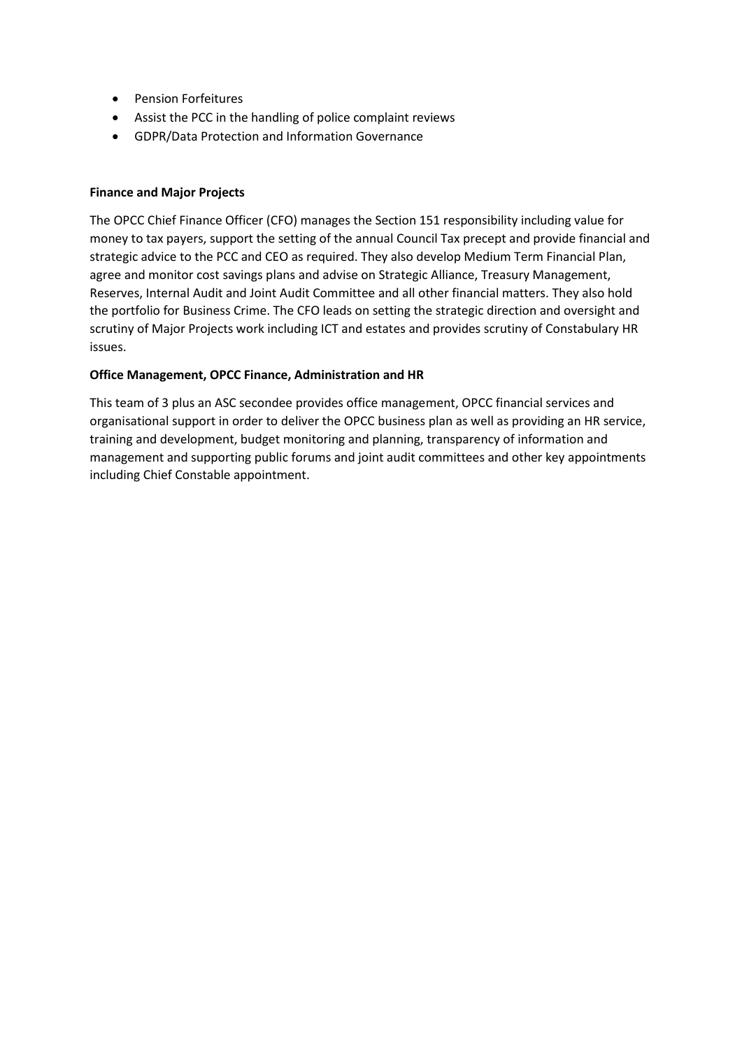- Pension Forfeitures
- Assist the PCC in the handling of police complaint reviews
- GDPR/Data Protection and Information Governance

**Finance and Major Projects**

The OPCC Chief Finance Officer (CFO) manages the Section 151 responsibility including value for money to tax payers, support the setting of the annual Council Tax precept and provide financial and strategic advice to the PCC and CEO as required. They also develop Medium Term Financial Plan, agree and monitor cost savings plans and advise on Strategic Alliance, Treasury Management, Reserves, Internal Audit and Joint Audit Committee and all other financial matters. They also hold the portfolio for Business Crime. The CFO leads on setting the strategic direction and oversight and scrutiny of Major Projects work including ICT and estates and provides scrutiny of Constabulary HR issues.

**Office Management, OPCC Finance, Administration and HR**

This team of 3 plus an ASC secondee provides office management, OPCC financial services and organisational support in order to deliver the OPCC business plan as well as providing an HR service, training and development, budget monitoring and planning, transparency of information and management and supporting public forums and joint audit committees and other key appointments including Chief Constable appointment.